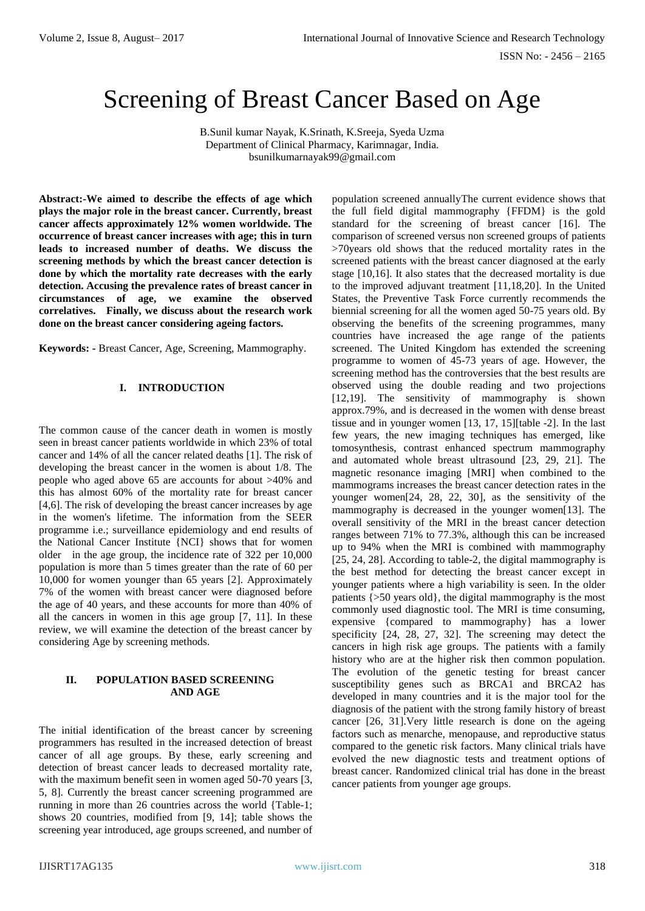# Screening of Breast Cancer Based on Age

B.Sunil kumar Nayak, K.Srinath, K.Sreeja, Syeda Uzma
Department of Clinical Pharmacy, Karimnagar, India.
bsunilkumarnayak99@gmail.com

**Abstract:-We aimed to describe the effects of age which plays the major role in the breast cancer. Currently, breast cancer affects approximately 12% women worldwide. The occurrence of breast cancer increases with age; this in turn leads to increased number of deaths. We discuss the screening methods by which the breast cancer detection is done by which the mortality rate decreases with the early detection. Accusing the prevalence rates of breast cancer in circumstances of age, we examine the observed correlatives. Finally, we discuss about the research work done on the breast cancer considering ageing factors.**

**Keywords: -** Breast Cancer, Age, Screening, Mammography.

## I. INTRODUCTION

The common cause of the cancer death in women is mostly seen in breast cancer patients worldwide in which 23% of total cancer and 14% of all the cancer related deaths [1]. The risk of developing the breast cancer in the women is about 1/8. The people who aged above 65 are accounts for about >40% and this has almost 60% of the mortality rate for breast cancer [4,6]. The risk of developing the breast cancer increases by age in the women's lifetime. The information from the SEER programme i.e.; surveillance epidemiology and end results of the National Cancer Institute {NCI} shows that for women older in the age group, the incidence rate of 322 per 10,000 population is more than 5 times greater than the rate of 60 per 10,000 for women younger than 65 years [2]. Approximately 7% of the women with breast cancer were diagnosed before the age of 40 years, and these accounts for more than 40% of all the cancers in women in this age group [7, 11]. In these review, we will examine the detection of the breast cancer by considering Age by screening methods.

## II. POPULATION BASED SCREENING AND AGE

The initial identification of the breast cancer by screening programmers has resulted in the increased detection of breast cancer of all age groups. By these, early screening and detection of breast cancer leads to decreased mortality rate, with the maximum benefit seen in women aged 50-70 years [3, 5, 8]. Currently the breast cancer screening programmed are running in more than 26 countries across the world {Table-1; shows 20 countries, modified from [9, 14]; table shows the screening year introduced, age groups screened, and number of population screened annuallyThe current evidence shows that the full field digital mammography {FFDM} is the gold standard for the screening of breast cancer [16]. The comparison of screened versus non screened groups of patients >70years old shows that the reduced mortality rates in the screened patients with the breast cancer diagnosed at the early stage [10,16]. It also states that the decreased mortality is due to the improved adjuvant treatment [11,18,20]. In the United States, the Preventive Task Force currently recommends the biennial screening for all the women aged 50-75 years old. By observing the benefits of the screening programmes, many countries have increased the age range of the patients screened. The United Kingdom has extended the screening programme to women of 45-73 years of age. However, the screening method has the controversies that the best results are observed using the double reading and two projections [12,19]. The sensitivity of mammography is shown approx.79%, and is decreased in the women with dense breast tissue and in younger women [13, 17, 15][table -2]. In the last few years, the new imaging techniques has emerged, like tomosynthesis, contrast enhanced spectrum mammography and automated whole breast ultrasound [23, 29, 21]. The magnetic resonance imaging [MRI] when combined to the mammograms increases the breast cancer detection rates in the younger women[24, 28, 22, 30], as the sensitivity of the mammography is decreased in the younger women[13]. The overall sensitivity of the MRI in the breast cancer detection ranges between 71% to 77.3%, although this can be increased up to 94% when the MRI is combined with mammography [25, 24, 28]. According to table-2, the digital mammography is the best method for detecting the breast cancer except in younger patients where a high variability is seen. In the older patients {>50 years old}, the digital mammography is the most commonly used diagnostic tool. The MRI is time consuming, expensive {compared to mammography} has a lower specificity [24, 28, 27, 32]. The screening may detect the cancers in high risk age groups. The patients with a family history who are at the higher risk then common population. The evolution of the genetic testing for breast cancer susceptibility genes such as BRCA1 and BRCA2 has developed in many countries and it is the major tool for the diagnosis of the patient with the strong family history of breast cancer [26, 31].Very little research is done on the ageing factors such as menarche, menopause, and reproductive status compared to the genetic risk factors. Many clinical trials have evolved the new diagnostic tests and treatment options of breast cancer. Randomized clinical trial has done in the breast cancer patients from younger age groups.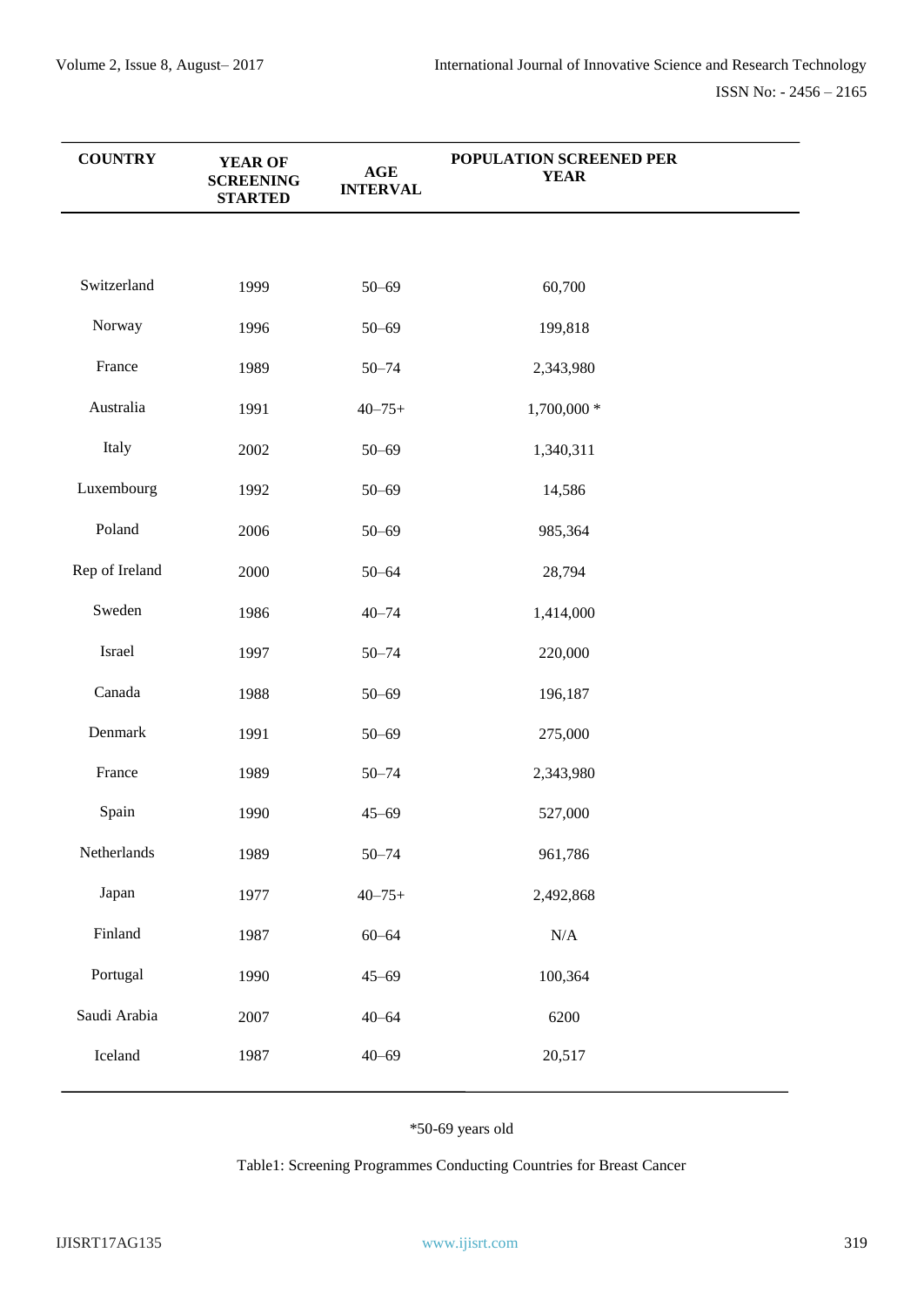| COUNTRY | YEAR OF SCREENING STARTED | AGE INTERVAL | POPULATION SCREENED PER YEAR |
|---|---|---|---|
| Switzerland | 1999 | 50–69 | 60,700 |
| Norway | 1996 | 50–69 | 199,818 |
| France | 1989 | 50–74 | 2,343,980 |
| Australia | 1991 | 40–75+ | 1,700,000 * |
| Italy | 2002 | 50–69 | 1,340,311 |
| Luxembourg | 1992 | 50–69 | 14,586 |
| Poland | 2006 | 50–69 | 985,364 |
| Rep of Ireland | 2000 | 50–64 | 28,794 |
| Sweden | 1986 | 40–74 | 1,414,000 |
| Israel | 1997 | 50–74 | 220,000 |
| Canada | 1988 | 50–69 | 196,187 |
| Denmark | 1991 | 50–69 | 275,000 |
| France | 1989 | 50–74 | 2,343,980 |
| Spain | 1990 | 45–69 | 527,000 |
| Netherlands | 1989 | 50–74 | 961,786 |
| Japan | 1977 | 40–75+ | 2,492,868 |
| Finland | 1987 | 60–64 | N/A |
| Portugal | 1990 | 45–69 | 100,364 |
| Saudi Arabia | 2007 | 40–64 | 6200 |
| Iceland | 1987 | 40–69 | 20,517 |

*50-69 years old

Table1: Screening Programmes Conducting Countries for Breast Cancer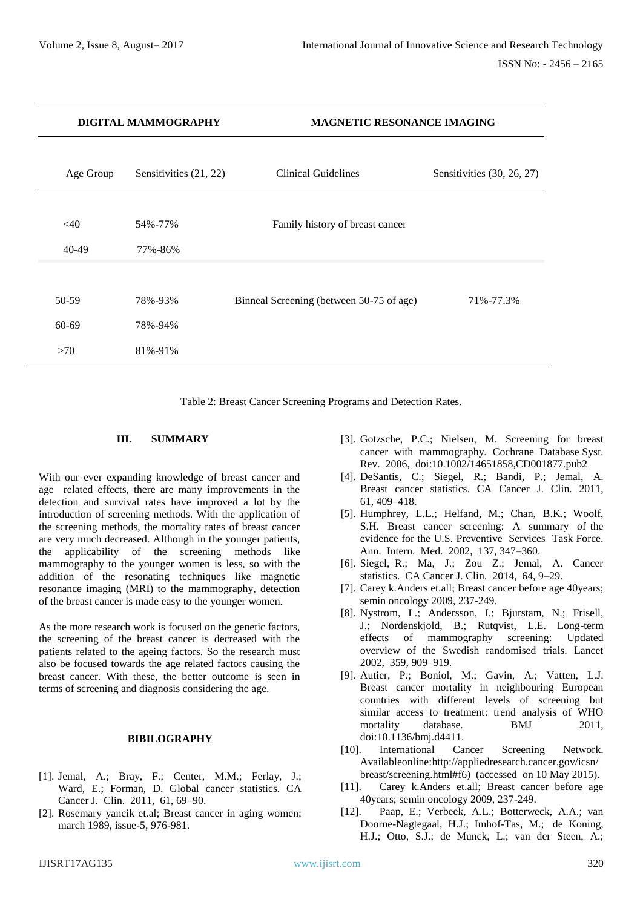| DIGITAL MAMMOGRAPHY | | MAGNETIC RESONANCE IMAGING | |
|---|---|---|---|
| Age Group | Sensitivities (21, 22) | Clinical Guidelines | Sensitivities (30, 26, 27) |
| <40 | 54%-77% | Family history of breast cancer | |
| 40-49 | 77%-86% | | |
| 50-59 | 78%-93% | Binneal Screening (between 50-75 of age) | 71%-77.3% |
| 60-69 | 78%-94% | | |
| >70 | 81%-91% | | |

Table 2: Breast Cancer Screening Programs and Detection Rates.

## III. SUMMARY

With our ever expanding knowledge of breast cancer and age related effects, there are many improvements in the detection and survival rates have improved a lot by the introduction of screening methods. With the application of the screening methods, the mortality rates of breast cancer are very much decreased. Although in the younger patients, the applicability of the screening methods like mammography to the younger women is less, so with the addition of the resonating techniques like magnetic resonance imaging (MRI) to the mammography, detection of the breast cancer is made easy to the younger women.

As the more research work is focused on the genetic factors, the screening of the breast cancer is decreased with the patients related to the ageing factors. So the research must also be focused towards the age related factors causing the breast cancer. With these, the better outcome is seen in terms of screening and diagnosis considering the age.

## BIBILOGRAPHY

[1]. Jemal, A.; Bray, F.; Center, M.M.; Ferlay, J.; Ward, E.; Forman, D. Global cancer statistics. CA Cancer J. Clin. 2011, 61, 69–90.

[2]. Rosemary yancik et.al; Breast cancer in aging women; march 1989, issue-5, 976-981.

[3]. Gotzsche, P.C.; Nielsen, M. Screening for breast cancer with mammography. Cochrane Database Syst. Rev. 2006, doi:10.1002/14651858,CD001877.pub2

[4]. DeSantis, C.; Siegel, R.; Bandi, P.; Jemal, A. Breast cancer statistics. CA Cancer J. Clin. 2011, 61, 409–418.

[5]. Humphrey, L.L.; Helfand, M.; Chan, B.K.; Woolf, S.H. Breast cancer screening: A summary of the evidence for the U.S. Preventive Services Task Force. Ann. Intern. Med. 2002, 137, 347–360.

[6]. Siegel, R.; Ma, J.; Zou Z.; Jemal, A. Cancer statistics. CA Cancer J. Clin. 2014, 64, 9–29.

[7]. Carey k.Anders et.all; Breast cancer before age 40years; semin oncology 2009, 237-249.

[8]. Nystrom, L.; Andersson, I.; Bjurstam, N.; Frisell, J.; Nordenskjold, B.; Rutqvist, L.E. Long-term effects of mammography screening: Updated overview of the Swedish randomised trials. Lancet 2002, 359, 909–919.

[9]. Autier, P.; Boniol, M.; Gavin, A.; Vatten, L.J. Breast cancer mortality in neighbouring European countries with different levels of screening but similar access to treatment: trend analysis of WHO mortality database. BMJ 2011, doi:10.1136/bmj.d4411.

[10]. International Cancer Screening Network. Availableonline:http://appliedresearch.cancer.gov/icsn/breast/screening.html#f6) (accessed on 10 May 2015).

[11]. Carey k.Anders et.all; Breast cancer before age 40years; semin oncology 2009, 237-249.

[12]. Paap, E.; Verbeek, A.L.; Botterweck, A.A.; van Doorne-Nagtegaal, H.J.; Imhof-Tas, M.; de Koning, H.J.; Otto, S.J.; de Munck, L.; van der Steen, A.;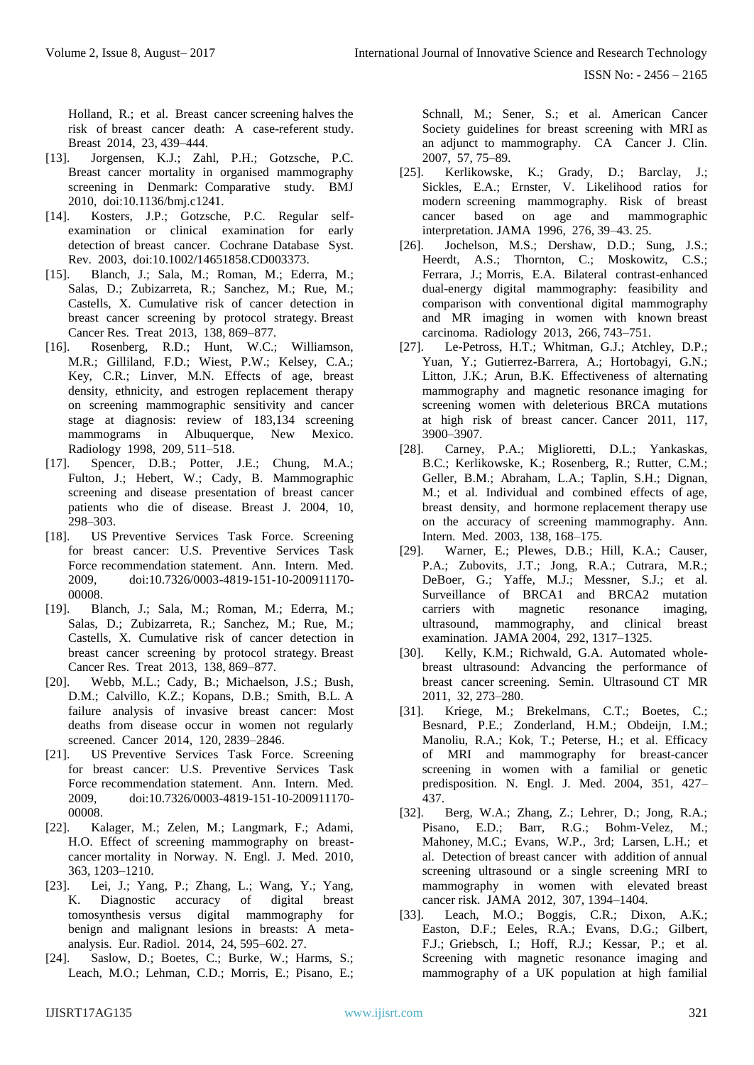Holland, R.; et al. Breast cancer screening halves the risk of breast cancer death: A case-referent study. Breast 2014, 23, 439–444.

[13]. Jorgensen, K.J.; Zahl, P.H.; Gotzsche, P.C. Breast cancer mortality in organised mammography screening in Denmark: Comparative study. BMJ 2010, doi:10.1136/bmj.c1241.

[14]. Kosters, J.P.; Gotzsche, P.C. Regular self-examination or clinical examination for early detection of breast cancer. Cochrane Database Syst. Rev. 2003, doi:10.1002/14651858.CD003373.

[15]. Blanch, J.; Sala, M.; Roman, M.; Ederra, M.; Salas, D.; Zubizarreta, R.; Sanchez, M.; Rue, M.; Castells, X. Cumulative risk of cancer detection in breast cancer screening by protocol strategy. Breast Cancer Res. Treat 2013, 138, 869–877.

[16]. Rosenberg, R.D.; Hunt, W.C.; Williamson, M.R.; Gilliland, F.D.; Wiest, P.W.; Kelsey, C.A.; Key, C.R.; Linver, M.N. Effects of age, breast density, ethnicity, and estrogen replacement therapy on screening mammographic sensitivity and cancer stage at diagnosis: review of 183,134 screening mammograms in Albuquerque, New Mexico. Radiology 1998, 209, 511–518.

[17]. Spencer, D.B.; Potter, J.E.; Chung, M.A.; Fulton, J.; Hebert, W.; Cady, B. Mammographic screening and disease presentation of breast cancer patients who die of disease. Breast J. 2004, 10, 298–303.

[18]. US Preventive Services Task Force. Screening for breast cancer: U.S. Preventive Services Task Force recommendation statement. Ann. Intern. Med. 2009, doi:10.7326/0003-4819-151-10-200911170-00008.

[19]. Blanch, J.; Sala, M.; Roman, M.; Ederra, M.; Salas, D.; Zubizarreta, R.; Sanchez, M.; Rue, M.; Castells, X. Cumulative risk of cancer detection in breast cancer screening by protocol strategy. Breast Cancer Res. Treat 2013, 138, 869–877.

[20]. Webb, M.L.; Cady, B.; Michaelson, J.S.; Bush, D.M.; Calvillo, K.Z.; Kopans, D.B.; Smith, B.L. A failure analysis of invasive breast cancer: Most deaths from disease occur in women not regularly screened. Cancer 2014, 120, 2839–2846.

[21]. US Preventive Services Task Force. Screening for breast cancer: U.S. Preventive Services Task Force recommendation statement. Ann. Intern. Med. 2009, doi:10.7326/0003-4819-151-10-200911170-00008.

[22]. Kalager, M.; Zelen, M.; Langmark, F.; Adami, H.O. Effect of screening mammography on breast-cancer mortality in Norway. N. Engl. J. Med. 2010, 363, 1203–1210.

[23]. Lei, J.; Yang, P.; Zhang, L.; Wang, Y.; Yang, K. Diagnostic accuracy of digital breast tomosynthesis versus digital mammography for benign and malignant lesions in breasts: A meta-analysis. Eur. Radiol. 2014, 24, 595–602. 27.

[24]. Saslow, D.; Boetes, C.; Burke, W.; Harms, S.; Leach, M.O.; Lehman, C.D.; Morris, E.; Pisano, E.; Schnall, M.; Sener, S.; et al. American Cancer Society guidelines for breast screening with MRI as an adjunct to mammography. CA Cancer J. Clin. 2007, 57, 75–89.

[25]. Kerlikowske, K.; Grady, D.; Barclay, J.; Sickles, E.A.; Ernster, V. Likelihood ratios for modern screening mammography. Risk of breast cancer based on age and mammographic interpretation. JAMA 1996, 276, 39–43. 25.

[26]. Jochelson, M.S.; Dershaw, D.D.; Sung, J.S.; Heerdt, A.S.; Thornton, C.; Moskowitz, C.S.; Ferrara, J.; Morris, E.A. Bilateral contrast-enhanced dual-energy digital mammography: feasibility and comparison with conventional digital mammography and MR imaging in women with known breast carcinoma. Radiology 2013, 266, 743–751.

[27]. Le-Petross, H.T.; Whitman, G.J.; Atchley, D.P.; Yuan, Y.; Gutierrez-Barrera, A.; Hortobagyi, G.N.; Litton, J.K.; Arun, B.K. Effectiveness of alternating mammography and magnetic resonance imaging for screening women with deleterious BRCA mutations at high risk of breast cancer. Cancer 2011, 117, 3900–3907.

[28]. Carney, P.A.; Miglioretti, D.L.; Yankaskas, B.C.; Kerlikowske, K.; Rosenberg, R.; Rutter, C.M.; Geller, B.M.; Abraham, L.A.; Taplin, S.H.; Dignan, M.; et al. Individual and combined effects of age, breast density, and hormone replacement therapy use on the accuracy of screening mammography. Ann. Intern. Med. 2003, 138, 168–175.

[29]. Warner, E.; Plewes, D.B.; Hill, K.A.; Causer, P.A.; Zubovits, J.T.; Jong, R.A.; Cutrara, M.R.; DeBoer, G.; Yaffe, M.J.; Messner, S.J.; et al. Surveillance of BRCA1 and BRCA2 mutation carriers with magnetic resonance imaging, ultrasound, mammography, and clinical breast examination. JAMA 2004, 292, 1317–1325.

[30]. Kelly, K.M.; Richwald, G.A. Automated whole-breast ultrasound: Advancing the performance of breast cancer screening. Semin. Ultrasound CT MR 2011, 32, 273–280.

[31]. Kriege, M.; Brekelmans, C.T.; Boetes, C.; Besnard, P.E.; Zonderland, H.M.; Obdeijn, I.M.; Manoliu, R.A.; Kok, T.; Peterse, H.; et al. Efficacy of MRI and mammography for breast-cancer screening in women with a familial or genetic predisposition. N. Engl. J. Med. 2004, 351, 427–437.

[32]. Berg, W.A.; Zhang, Z.; Lehrer, D.; Jong, R.A.; Pisano, E.D.; Barr, R.G.; Bohm-Velez, M.; Mahoney, M.C.; Evans, W.P., 3rd; Larsen, L.H.; et al. Detection of breast cancer with addition of annual screening ultrasound or a single screening MRI to mammography in women with elevated breast cancer risk. JAMA 2012, 307, 1394–1404.

[33]. Leach, M.O.; Boggis, C.R.; Dixon, A.K.; Easton, D.F.; Eeles, R.A.; Evans, D.G.; Gilbert, F.J.; Griebsch, I.; Hoff, R.J.; Kessar, P.; et al. Screening with magnetic resonance imaging and mammography of a UK population at high familial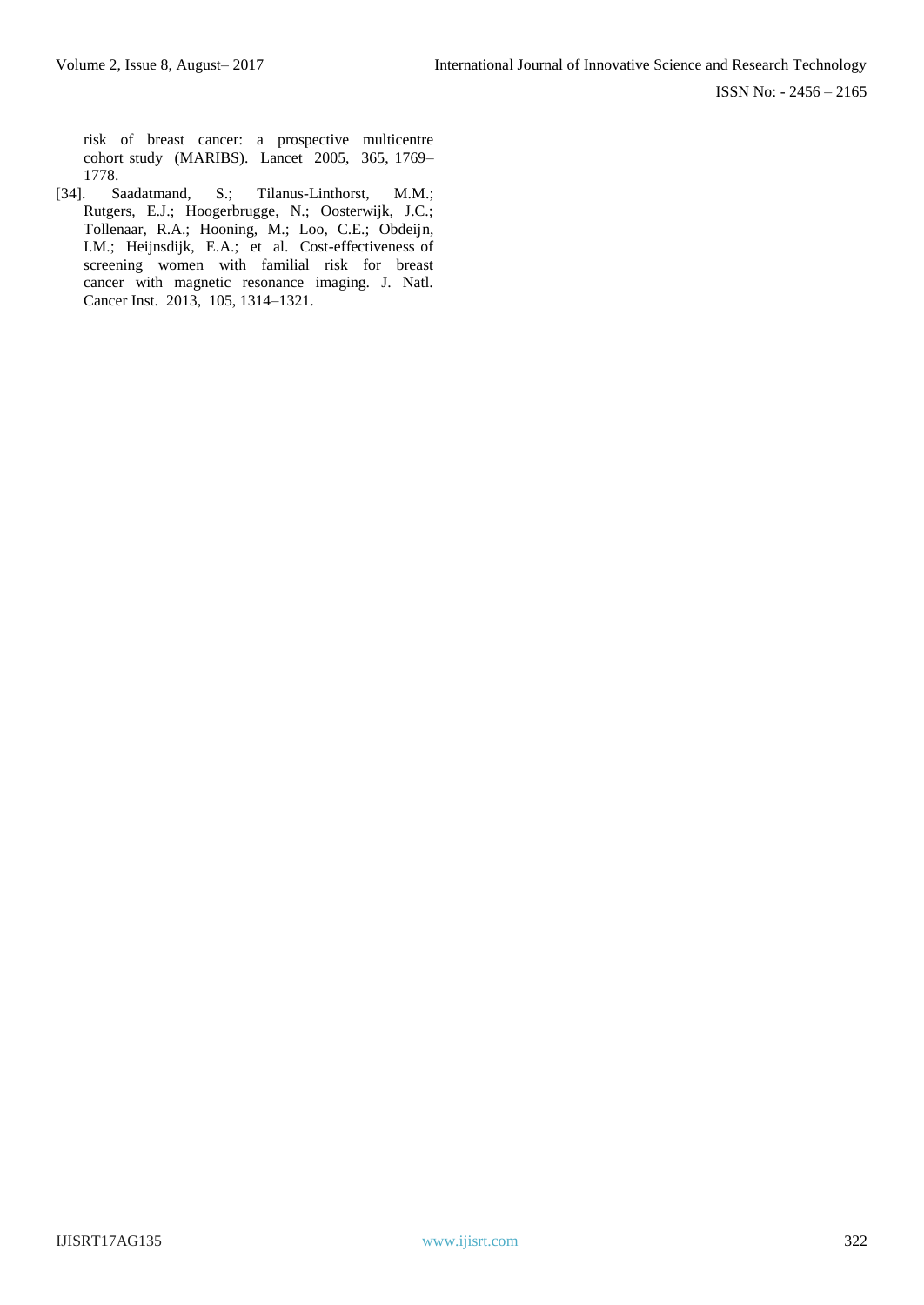risk of breast cancer: a prospective multicentre cohort study (MARIBS). Lancet 2005, 365, 1769–1778.

[34]. Saadatmand, S.; Tilanus-Linthorst, M.M.; Rutgers, E.J.; Hoogerbrugge, N.; Oosterwijk, J.C.; Tollenaar, R.A.; Hooning, M.; Loo, C.E.; Obdeijn, I.M.; Heijnsdijk, E.A.; et al. Cost-effectiveness of screening women with familial risk for breast cancer with magnetic resonance imaging. J. Natl. Cancer Inst. 2013, 105, 1314–1321.